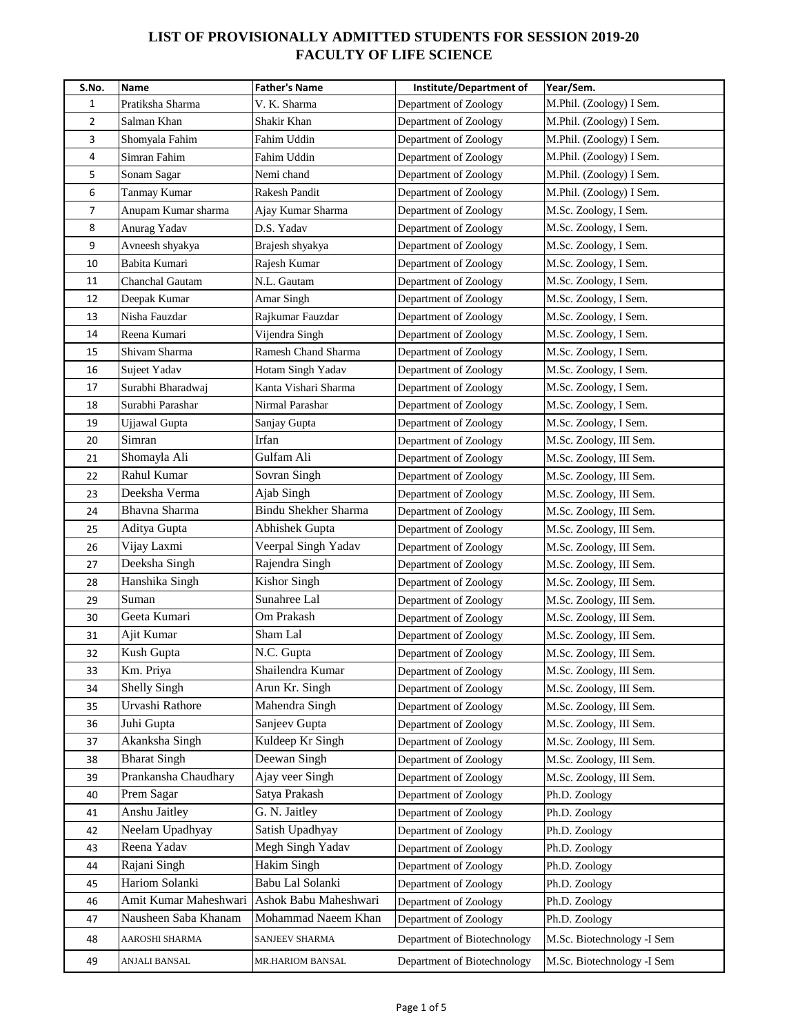# LIST OF PROVISIONALLY ADMITTED STUDENTS FOR SESSION 2019-20
## FACULTY OF LIFE SCIENCE

| S.No. | Name | Father's Name | Institute/Department of | Year/Sem. |
|---|---|---|---|---|
| 1 | Pratiksha Sharma | V. K. Sharma | Department of Zoology | M.Phil. (Zoology) I Sem. |
| 2 | Salman Khan | Shakir Khan | Department of Zoology | M.Phil. (Zoology) I Sem. |
| 3 | Shomyala Fahim | Fahim Uddin | Department of Zoology | M.Phil. (Zoology) I Sem. |
| 4 | Simran Fahim | Fahim Uddin | Department of Zoology | M.Phil. (Zoology) I Sem. |
| 5 | Sonam Sagar | Nemi chand | Department of Zoology | M.Phil. (Zoology) I Sem. |
| 6 | Tanmay Kumar | Rakesh Pandit | Department of Zoology | M.Phil. (Zoology) I Sem. |
| 7 | Anupam Kumar sharma | Ajay Kumar Sharma | Department of Zoology | M.Sc. Zoology, I Sem. |
| 8 | Anurag Yadav | D.S. Yadav | Department of Zoology | M.Sc. Zoology, I Sem. |
| 9 | Avneesh shyakya | Brajesh shyakya | Department of Zoology | M.Sc. Zoology, I Sem. |
| 10 | Babita Kumari | Rajesh Kumar | Department of Zoology | M.Sc. Zoology, I Sem. |
| 11 | Chanchal Gautam | N.L. Gautam | Department of Zoology | M.Sc. Zoology, I Sem. |
| 12 | Deepak Kumar | Amar Singh | Department of Zoology | M.Sc. Zoology, I Sem. |
| 13 | Nisha Fauzdar | Rajkumar Fauzdar | Department of Zoology | M.Sc. Zoology, I Sem. |
| 14 | Reena Kumari | Vijendra Singh | Department of Zoology | M.Sc. Zoology, I Sem. |
| 15 | Shivam Sharma | Ramesh Chand Sharma | Department of Zoology | M.Sc. Zoology, I Sem. |
| 16 | Sujeet Yadav | Hotam Singh Yadav | Department of Zoology | M.Sc. Zoology, I Sem. |
| 17 | Surabhi Bharadwaj | Kanta Vishari Sharma | Department of Zoology | M.Sc. Zoology, I Sem. |
| 18 | Surabhi Parashar | Nirmal Parashar | Department of Zoology | M.Sc. Zoology, I Sem. |
| 19 | Ujjawal Gupta | Sanjay Gupta | Department of Zoology | M.Sc. Zoology, I Sem. |
| 20 | Simran | Irfan | Department of Zoology | M.Sc. Zoology, III Sem. |
| 21 | Shomayla Ali | Gulfam Ali | Department of Zoology | M.Sc. Zoology, III Sem. |
| 22 | Rahul Kumar | Sovran Singh | Department of Zoology | M.Sc. Zoology, III Sem. |
| 23 | Deeksha Verma | Ajab Singh | Department of Zoology | M.Sc. Zoology, III Sem. |
| 24 | Bhavna Sharma | Bindu Shekher Sharma | Department of Zoology | M.Sc. Zoology, III Sem. |
| 25 | Aditya Gupta | Abhishek Gupta | Department of Zoology | M.Sc. Zoology, III Sem. |
| 26 | Vijay Laxmi | Veerpal Singh Yadav | Department of Zoology | M.Sc. Zoology, III Sem. |
| 27 | Deeksha Singh | Rajendra Singh | Department of Zoology | M.Sc. Zoology, III Sem. |
| 28 | Hanshika Singh | Kishor Singh | Department of Zoology | M.Sc. Zoology, III Sem. |
| 29 | Suman | Sunahree Lal | Department of Zoology | M.Sc. Zoology, III Sem. |
| 30 | Geeta Kumari | Om Prakash | Department of Zoology | M.Sc. Zoology, III Sem. |
| 31 | Ajit Kumar | Sham Lal | Department of Zoology | M.Sc. Zoology, III Sem. |
| 32 | Kush Gupta | N.C. Gupta | Department of Zoology | M.Sc. Zoology, III Sem. |
| 33 | Km. Priya | Shailendra Kumar | Department of Zoology | M.Sc. Zoology, III Sem. |
| 34 | Shelly Singh | Arun Kr. Singh | Department of Zoology | M.Sc. Zoology, III Sem. |
| 35 | Urvashi Rathore | Mahendra Singh | Department of Zoology | M.Sc. Zoology, III Sem. |
| 36 | Juhi Gupta | Sanjeev Gupta | Department of Zoology | M.Sc. Zoology, III Sem. |
| 37 | Akanksha Singh | Kuldeep Kr Singh | Department of Zoology | M.Sc. Zoology, III Sem. |
| 38 | Bharat Singh | Deewan Singh | Department of Zoology | M.Sc. Zoology, III Sem. |
| 39 | Prankansha Chaudhary | Ajay veer Singh | Department of Zoology | M.Sc. Zoology, III Sem. |
| 40 | Prem Sagar | Satya Prakash | Department of Zoology | Ph.D. Zoology |
| 41 | Anshu Jaitley | G. N. Jaitley | Department of Zoology | Ph.D. Zoology |
| 42 | Neelam Upadhyay | Satish Upadhyay | Department of Zoology | Ph.D. Zoology |
| 43 | Reena Yadav | Megh Singh Yadav | Department of Zoology | Ph.D. Zoology |
| 44 | Rajani Singh | Hakim Singh | Department of Zoology | Ph.D. Zoology |
| 45 | Hariom Solanki | Babu Lal Solanki | Department of Zoology | Ph.D. Zoology |
| 46 | Amit Kumar Maheshwari | Ashok Babu Maheshwari | Department of Zoology | Ph.D. Zoology |
| 47 | Nausheen Saba Khanam | Mohammad Naeem Khan | Department of Zoology | Ph.D. Zoology |
| 48 | AAROSHI SHARMA | SANJEEV SHARMA | Department of Biotechnology | M.Sc. Biotechnology -I Sem |
| 49 | ANJALI BANSAL | MR.HARIOM BANSAL | Department of Biotechnology | M.Sc. Biotechnology -I Sem |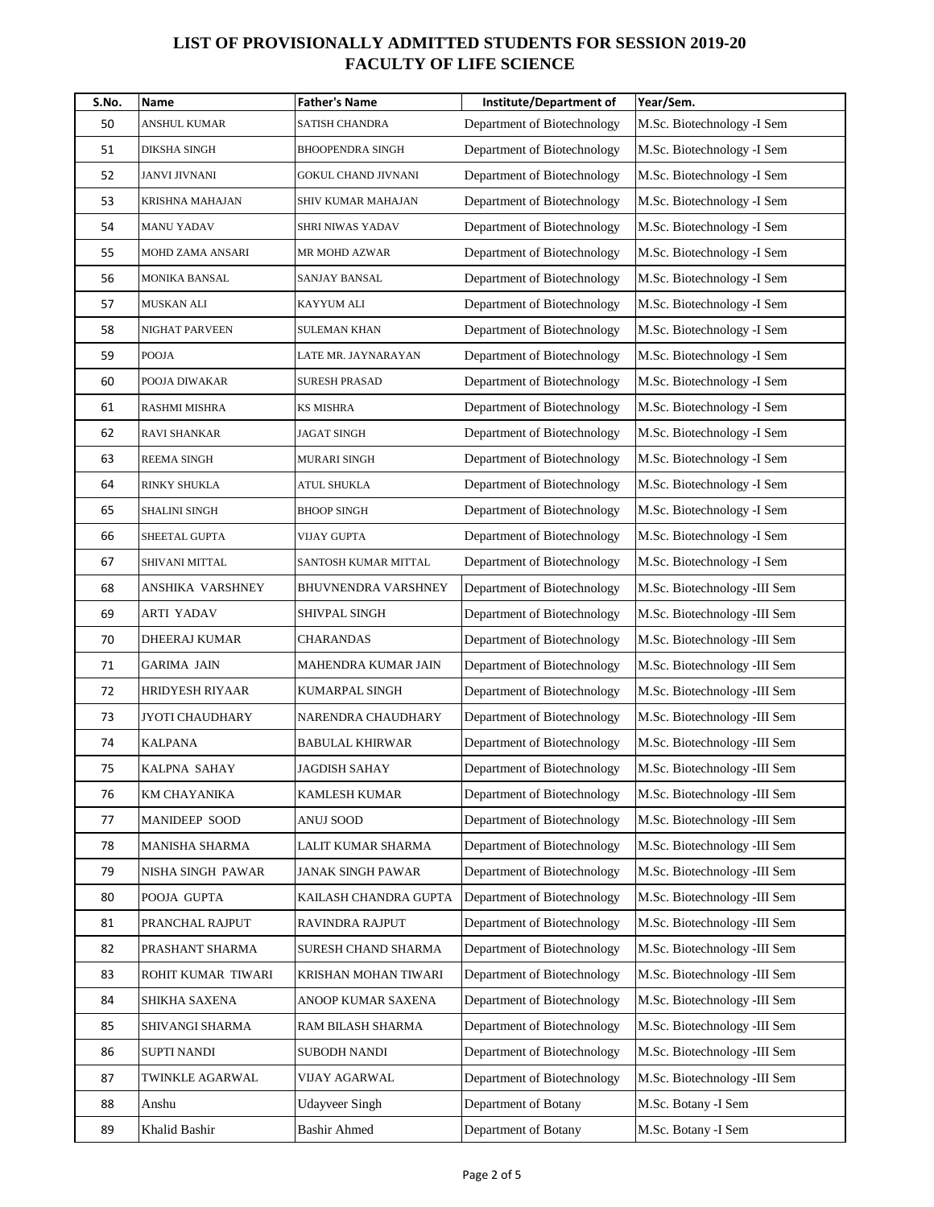# LIST OF PROVISIONALLY ADMITTED STUDENTS FOR SESSION 2019-20
## FACULTY OF LIFE SCIENCE

| S.No. | Name | Father's Name | Institute/Department of | Year/Sem. |
|---|---|---|---|---|
| 50 | ANSHUL KUMAR | SATISH CHANDRA | Department of Biotechnology | M.Sc. Biotechnology -I Sem |
| 51 | DIKSHA SINGH | BHOOPENDRA SINGH | Department of Biotechnology | M.Sc. Biotechnology -I Sem |
| 52 | JANVI JIVNANI | GOKUL CHAND JIVNANI | Department of Biotechnology | M.Sc. Biotechnology -I Sem |
| 53 | KRISHNA MAHAJAN | SHIV KUMAR MAHAJAN | Department of Biotechnology | M.Sc. Biotechnology -I Sem |
| 54 | MANU YADAV | SHRI NIWAS YADAV | Department of Biotechnology | M.Sc. Biotechnology -I Sem |
| 55 | MOHD ZAMA ANSARI | MR MOHD AZWAR | Department of Biotechnology | M.Sc. Biotechnology -I Sem |
| 56 | MONIKA BANSAL | SANJAY BANSAL | Department of Biotechnology | M.Sc. Biotechnology -I Sem |
| 57 | MUSKAN ALI | KAYYUM ALI | Department of Biotechnology | M.Sc. Biotechnology -I Sem |
| 58 | NIGHAT PARVEEN | SULEMAN KHAN | Department of Biotechnology | M.Sc. Biotechnology -I Sem |
| 59 | POOJA | LATE MR. JAYNARAYAN | Department of Biotechnology | M.Sc. Biotechnology -I Sem |
| 60 | POOJA DIWAKAR | SURESH PRASAD | Department of Biotechnology | M.Sc. Biotechnology -I Sem |
| 61 | RASHMI MISHRA | KS MISHRA | Department of Biotechnology | M.Sc. Biotechnology -I Sem |
| 62 | RAVI SHANKAR | JAGAT SINGH | Department of Biotechnology | M.Sc. Biotechnology -I Sem |
| 63 | REEMA SINGH | MURARI SINGH | Department of Biotechnology | M.Sc. Biotechnology -I Sem |
| 64 | RINKY SHUKLA | ATUL SHUKLA | Department of Biotechnology | M.Sc. Biotechnology -I Sem |
| 65 | SHALINI SINGH | BHOOP SINGH | Department of Biotechnology | M.Sc. Biotechnology -I Sem |
| 66 | SHEETAL GUPTA | VIJAY GUPTA | Department of Biotechnology | M.Sc. Biotechnology -I Sem |
| 67 | SHIVANI MITTAL | SANTOSH KUMAR MITTAL | Department of Biotechnology | M.Sc. Biotechnology -I Sem |
| 68 | ANSHIKA VARSHNEY | BHUVNENDRA VARSHNEY | Department of Biotechnology | M.Sc. Biotechnology -III Sem |
| 69 | ARTI YADAV | SHIVPAL SINGH | Department of Biotechnology | M.Sc. Biotechnology -III Sem |
| 70 | DHEERAJ KUMAR | CHARANDAS | Department of Biotechnology | M.Sc. Biotechnology -III Sem |
| 71 | GARIMA JAIN | MAHENDRA KUMAR JAIN | Department of Biotechnology | M.Sc. Biotechnology -III Sem |
| 72 | HRIDYESH RIYAAR | KUMARPAL SINGH | Department of Biotechnology | M.Sc. Biotechnology -III Sem |
| 73 | JYOTI CHAUDHARY | NARENDRA CHAUDHARY | Department of Biotechnology | M.Sc. Biotechnology -III Sem |
| 74 | KALPANA | BABULAL KHIRWAR | Department of Biotechnology | M.Sc. Biotechnology -III Sem |
| 75 | KALPNA SAHAY | JAGDISH SAHAY | Department of Biotechnology | M.Sc. Biotechnology -III Sem |
| 76 | KM CHAYANIKA | KAMLESH KUMAR | Department of Biotechnology | M.Sc. Biotechnology -III Sem |
| 77 | MANIDEEP SOOD | ANUJ SOOD | Department of Biotechnology | M.Sc. Biotechnology -III Sem |
| 78 | MANISHA SHARMA | LALIT KUMAR SHARMA | Department of Biotechnology | M.Sc. Biotechnology -III Sem |
| 79 | NISHA SINGH PAWAR | JANAK SINGH PAWAR | Department of Biotechnology | M.Sc. Biotechnology -III Sem |
| 80 | POOJA GUPTA | KAILASH CHANDRA GUPTA | Department of Biotechnology | M.Sc. Biotechnology -III Sem |
| 81 | PRANCHAL RAJPUT | RAVINDRA RAJPUT | Department of Biotechnology | M.Sc. Biotechnology -III Sem |
| 82 | PRASHANT SHARMA | SURESH CHAND SHARMA | Department of Biotechnology | M.Sc. Biotechnology -III Sem |
| 83 | ROHIT KUMAR TIWARI | KRISHAN MOHAN TIWARI | Department of Biotechnology | M.Sc. Biotechnology -III Sem |
| 84 | SHIKHA SAXENA | ANOOP KUMAR SAXENA | Department of Biotechnology | M.Sc. Biotechnology -III Sem |
| 85 | SHIVANGI SHARMA | RAM BILASH SHARMA | Department of Biotechnology | M.Sc. Biotechnology -III Sem |
| 86 | SUPTI NANDI | SUBODH NANDI | Department of Biotechnology | M.Sc. Biotechnology -III Sem |
| 87 | TWINKLE AGARWAL | VIJAY AGARWAL | Department of Biotechnology | M.Sc. Biotechnology -III Sem |
| 88 | Anshu | Udayveer Singh | Department of Botany | M.Sc. Botany -I Sem |
| 89 | Khalid Bashir | Bashir Ahmed | Department of Botany | M.Sc. Botany -I Sem |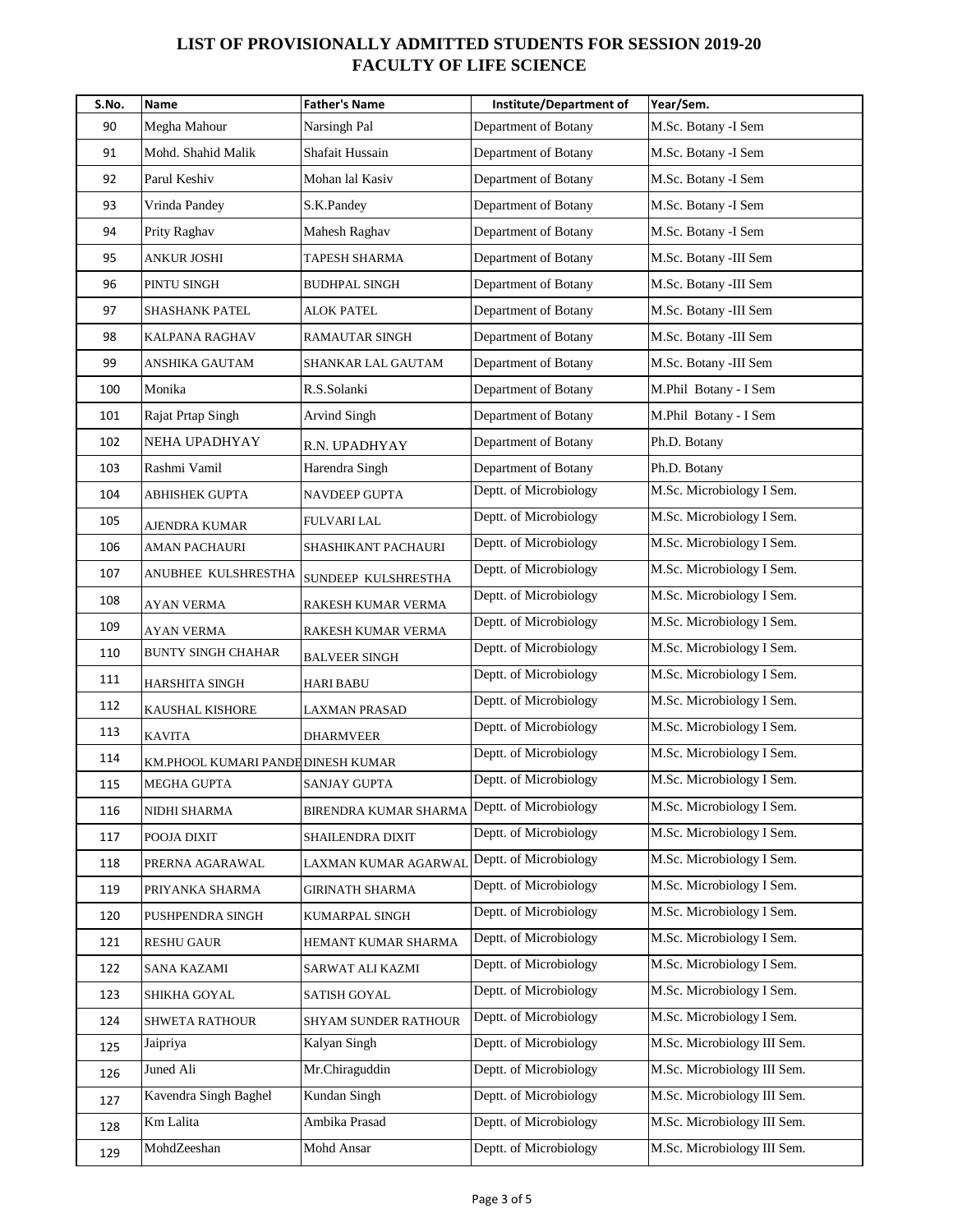# LIST OF PROVISIONALLY ADMITTED STUDENTS FOR SESSION 2019-20
## FACULTY OF LIFE SCIENCE

| S.No. | Name | Father's Name | Institute/Department of | Year/Sem. |
|---|---|---|---|---|
| 90 | Megha Mahour | Narsingh Pal | Department of Botany | M.Sc. Botany -I Sem |
| 91 | Mohd. Shahid Malik | Shafait Hussain | Department of Botany | M.Sc. Botany -I Sem |
| 92 | Parul Keshiv | Mohan lal Kasiv | Department of Botany | M.Sc. Botany -I Sem |
| 93 | Vrinda Pandey | S.K.Pandey | Department of Botany | M.Sc. Botany -I Sem |
| 94 | Prity Raghav | Mahesh Raghav | Department of Botany | M.Sc. Botany -I Sem |
| 95 | ANKUR JOSHI | TAPESH SHARMA | Department of Botany | M.Sc. Botany -III Sem |
| 96 | PINTU SINGH | BUDHPAL SINGH | Department of Botany | M.Sc. Botany -III Sem |
| 97 | SHASHANK PATEL | ALOK PATEL | Department of Botany | M.Sc. Botany -III Sem |
| 98 | KALPANA RAGHAV | RAMAUTAR SINGH | Department of Botany | M.Sc. Botany -III Sem |
| 99 | ANSHIKA GAUTAM | SHANKAR LAL GAUTAM | Department of Botany | M.Sc. Botany -III Sem |
| 100 | Monika | R.S.Solanki | Department of Botany | M.Phil Botany - I Sem |
| 101 | Rajat Prtap Singh | Arvind Singh | Department of Botany | M.Phil Botany - I Sem |
| 102 | NEHA UPADHYAY | R.N. UPADHYAY | Department of Botany | Ph.D. Botany |
| 103 | Rashmi Vamil | Harendra Singh | Department of Botany | Ph.D. Botany |
| 104 | ABHISHEK GUPTA | NAVDEEP GUPTA | Deptt. of Microbiology | M.Sc. Microbiology I Sem. |
| 105 | AJENDRA KUMAR | FULVARI LAL | Deptt. of Microbiology | M.Sc. Microbiology I Sem. |
| 106 | AMAN PACHAURI | SHASHIKANT PACHAURI | Deptt. of Microbiology | M.Sc. Microbiology I Sem. |
| 107 | ANUBHEE KULSHRESTHA | SUNDEEP KULSHRESTHA | Deptt. of Microbiology | M.Sc. Microbiology I Sem. |
| 108 | AYAN VERMA | RAKESH KUMAR VERMA | Deptt. of Microbiology | M.Sc. Microbiology I Sem. |
| 109 | AYAN VERMA | RAKESH KUMAR VERMA | Deptt. of Microbiology | M.Sc. Microbiology I Sem. |
| 110 | BUNTY SINGH CHAHAR | BALVEER SINGH | Deptt. of Microbiology | M.Sc. Microbiology I Sem. |
| 111 | HARSHITA SINGH | HARI BABU | Deptt. of Microbiology | M.Sc. Microbiology I Sem. |
| 112 | KAUSHAL KISHORE | LAXMAN PRASAD | Deptt. of Microbiology | M.Sc. Microbiology I Sem. |
| 113 | KAVITA | DHARMVEER | Deptt. of Microbiology | M.Sc. Microbiology I Sem. |
| 114 | KM.PHOOL KUMARI PANDE | DINESH KUMAR | Deptt. of Microbiology | M.Sc. Microbiology I Sem. |
| 115 | MEGHA GUPTA | SANJAY GUPTA | Deptt. of Microbiology | M.Sc. Microbiology I Sem. |
| 116 | NIDHI SHARMA | BIRENDRA KUMAR SHARMA | Deptt. of Microbiology | M.Sc. Microbiology I Sem. |
| 117 | POOJA DIXIT | SHAILENDRA DIXIT | Deptt. of Microbiology | M.Sc. Microbiology I Sem. |
| 118 | PRERNA AGARAWAL | LAXMAN KUMAR AGARWAL | Deptt. of Microbiology | M.Sc. Microbiology I Sem. |
| 119 | PRIYANKA SHARMA | GIRINATH SHARMA | Deptt. of Microbiology | M.Sc. Microbiology I Sem. |
| 120 | PUSHPENDRA SINGH | KUMARPAL SINGH | Deptt. of Microbiology | M.Sc. Microbiology I Sem. |
| 121 | RESHU GAUR | HEMANT KUMAR SHARMA | Deptt. of Microbiology | M.Sc. Microbiology I Sem. |
| 122 | SANA KAZAMI | SARWAT ALI KAZMI | Deptt. of Microbiology | M.Sc. Microbiology I Sem. |
| 123 | SHIKHA GOYAL | SATISH GOYAL | Deptt. of Microbiology | M.Sc. Microbiology I Sem. |
| 124 | SHWETA RATHOUR | SHYAM SUNDER RATHOUR | Deptt. of Microbiology | M.Sc. Microbiology I Sem. |
| 125 | Jaipriya | Kalyan Singh | Deptt. of Microbiology | M.Sc. Microbiology III Sem. |
| 126 | Juned Ali | Mr.Chiraguddin | Deptt. of Microbiology | M.Sc. Microbiology III Sem. |
| 127 | Kavendra Singh Baghel | Kundan Singh | Deptt. of Microbiology | M.Sc. Microbiology III Sem. |
| 128 | Km Lalita | Ambika Prasad | Deptt. of Microbiology | M.Sc. Microbiology III Sem. |
| 129 | MohdZeeshan | Mohd Ansar | Deptt. of Microbiology | M.Sc. Microbiology III Sem. |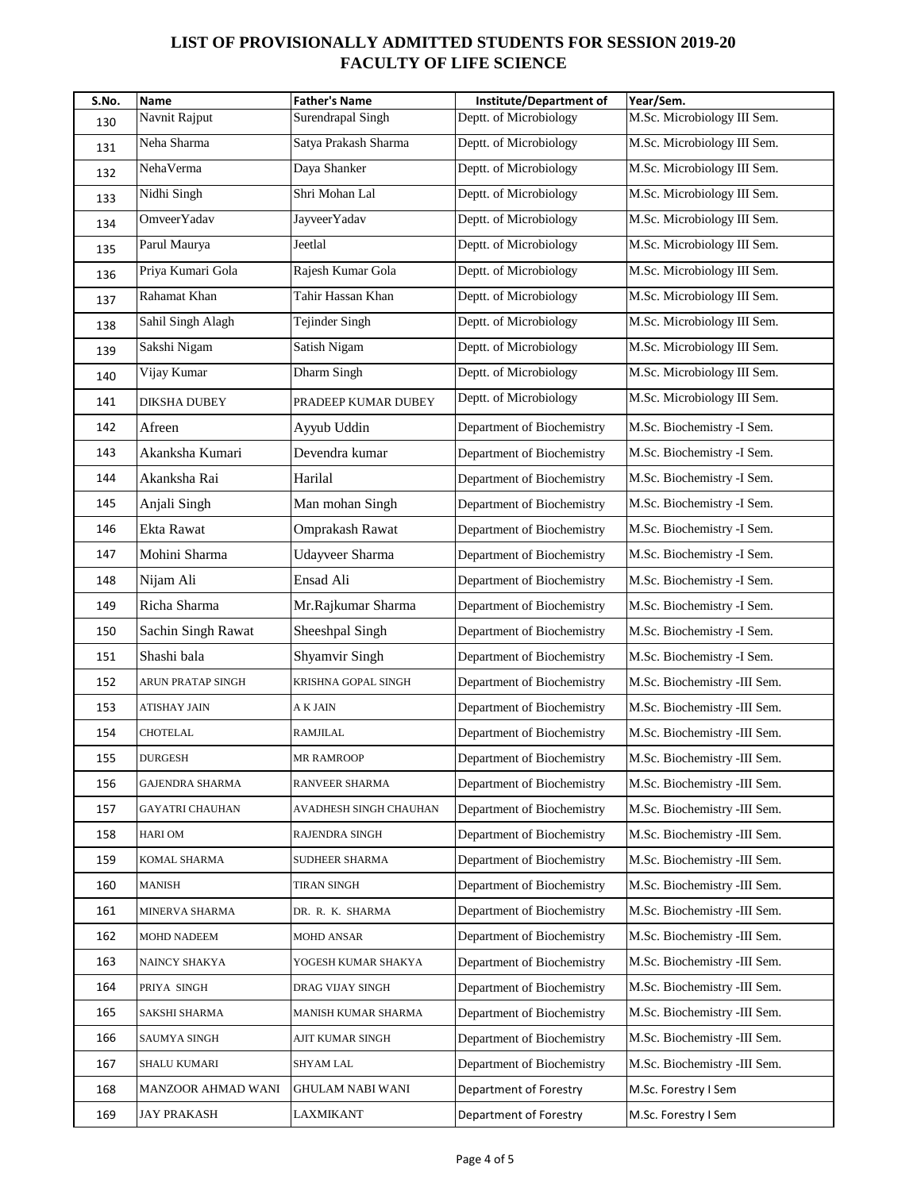# LIST OF PROVISIONALLY ADMITTED STUDENTS FOR SESSION 2019-20
## FACULTY OF LIFE SCIENCE

| S.No. | Name | Father's Name | Institute/Department of | Year/Sem. |
|---|---|---|---|---|
| 130 | Navnit Rajput | Surendrapal Singh | Deptt. of Microbiology | M.Sc. Microbiology III Sem. |
| 131 | Neha Sharma | Satya Prakash Sharma | Deptt. of Microbiology | M.Sc. Microbiology III Sem. |
| 132 | NehaVerma | Daya Shanker | Deptt. of Microbiology | M.Sc. Microbiology III Sem. |
| 133 | Nidhi Singh | Shri Mohan Lal | Deptt. of Microbiology | M.Sc. Microbiology III Sem. |
| 134 | OmveerYadav | JayveerYadav | Deptt. of Microbiology | M.Sc. Microbiology III Sem. |
| 135 | Parul Maurya | Jeetlal | Deptt. of Microbiology | M.Sc. Microbiology III Sem. |
| 136 | Priya Kumari Gola | Rajesh Kumar Gola | Deptt. of Microbiology | M.Sc. Microbiology III Sem. |
| 137 | Rahamat Khan | Tahir Hassan Khan | Deptt. of Microbiology | M.Sc. Microbiology III Sem. |
| 138 | Sahil Singh Alagh | Tejinder Singh | Deptt. of Microbiology | M.Sc. Microbiology III Sem. |
| 139 | Sakshi Nigam | Satish Nigam | Deptt. of Microbiology | M.Sc. Microbiology III Sem. |
| 140 | Vijay Kumar | Dharm Singh | Deptt. of Microbiology | M.Sc. Microbiology III Sem. |
| 141 | DIKSHA DUBEY | PRADEEP KUMAR DUBEY | Deptt. of Microbiology | M.Sc. Microbiology III Sem. |
| 142 | Afreen | Ayyub Uddin | Department of Biochemistry | M.Sc. Biochemistry -I Sem. |
| 143 | Akanksha Kumari | Devendra kumar | Department of Biochemistry | M.Sc. Biochemistry -I Sem. |
| 144 | Akanksha Rai | Harilal | Department of Biochemistry | M.Sc. Biochemistry -I Sem. |
| 145 | Anjali Singh | Man mohan Singh | Department of Biochemistry | M.Sc. Biochemistry -I Sem. |
| 146 | Ekta Rawat | Omprakash Rawat | Department of Biochemistry | M.Sc. Biochemistry -I Sem. |
| 147 | Mohini Sharma | Udayveer Sharma | Department of Biochemistry | M.Sc. Biochemistry -I Sem. |
| 148 | Nijam Ali | Ensad Ali | Department of Biochemistry | M.Sc. Biochemistry -I Sem. |
| 149 | Richa Sharma | Mr.Rajkumar Sharma | Department of Biochemistry | M.Sc. Biochemistry -I Sem. |
| 150 | Sachin Singh Rawat | Sheeshpal Singh | Department of Biochemistry | M.Sc. Biochemistry -I Sem. |
| 151 | Shashi bala | Shyamvir Singh | Department of Biochemistry | M.Sc. Biochemistry -I Sem. |
| 152 | ARUN PRATAP SINGH | KRISHNA GOPAL SINGH | Department of Biochemistry | M.Sc. Biochemistry -III Sem. |
| 153 | ATISHAY JAIN | A K JAIN | Department of Biochemistry | M.Sc. Biochemistry -III Sem. |
| 154 | CHOTELAL | RAMJILAL | Department of Biochemistry | M.Sc. Biochemistry -III Sem. |
| 155 | DURGESH | MR RAMROOP | Department of Biochemistry | M.Sc. Biochemistry -III Sem. |
| 156 | GAJENDRA SHARMA | RANVEER SHARMA | Department of Biochemistry | M.Sc. Biochemistry -III Sem. |
| 157 | GAYATRI CHAUHAN | AVADHESH SINGH CHAUHAN | Department of Biochemistry | M.Sc. Biochemistry -III Sem. |
| 158 | HARI OM | RAJENDRA SINGH | Department of Biochemistry | M.Sc. Biochemistry -III Sem. |
| 159 | KOMAL SHARMA | SUDHEER SHARMA | Department of Biochemistry | M.Sc. Biochemistry -III Sem. |
| 160 | MANISH | TIRAN SINGH | Department of Biochemistry | M.Sc. Biochemistry -III Sem. |
| 161 | MINERVA SHARMA | DR. R. K. SHARMA | Department of Biochemistry | M.Sc. Biochemistry -III Sem. |
| 162 | MOHD NADEEM | MOHD ANSAR | Department of Biochemistry | M.Sc. Biochemistry -III Sem. |
| 163 | NAINCY SHAKYA | YOGESH KUMAR SHAKYA | Department of Biochemistry | M.Sc. Biochemistry -III Sem. |
| 164 | PRIYA SINGH | DRAG VIJAY SINGH | Department of Biochemistry | M.Sc. Biochemistry -III Sem. |
| 165 | SAKSHI SHARMA | MANISH KUMAR SHARMA | Department of Biochemistry | M.Sc. Biochemistry -III Sem. |
| 166 | SAUMYA SINGH | AJIT KUMAR SINGH | Department of Biochemistry | M.Sc. Biochemistry -III Sem. |
| 167 | SHALU KUMARI | SHYAM LAL | Department of Biochemistry | M.Sc. Biochemistry -III Sem. |
| 168 | MANZOOR AHMAD WANI | GHULAM NABI WANI | Department of Forestry | M.Sc. Forestry I Sem |
| 169 | JAY PRAKASH | LAXMIKANT | Department of Forestry | M.Sc. Forestry I Sem |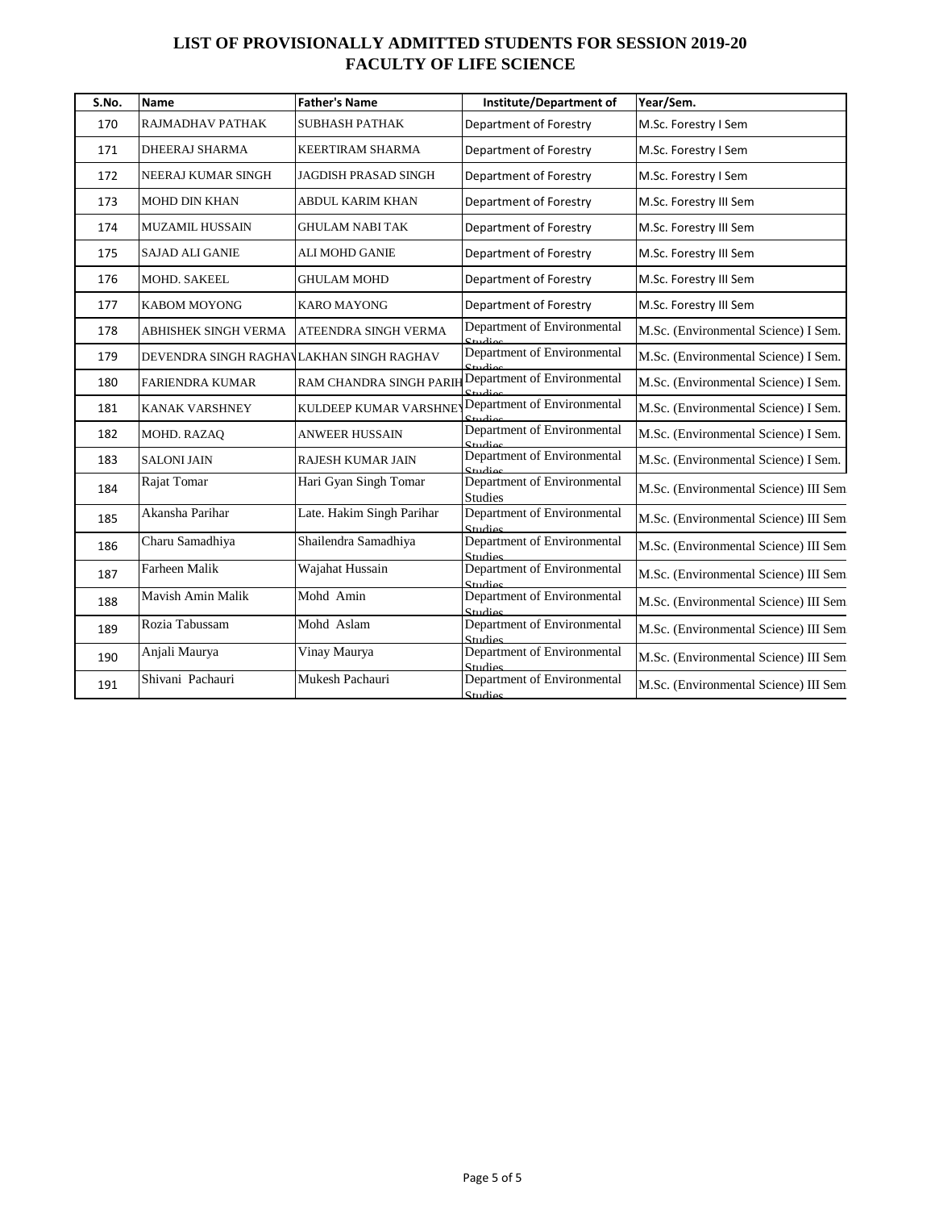# LIST OF PROVISIONALLY ADMITTED STUDENTS FOR SESSION 2019-20
## FACULTY OF LIFE SCIENCE

| S.No. | Name | Father's Name | Institute/Department of | Year/Sem. |
|---|---|---|---|---|
| 170 | RAJMADHAV PATHAK | SUBHASH PATHAK | Department of Forestry | M.Sc. Forestry I Sem |
| 171 | DHEERAJ SHARMA | KEERTIRAM SHARMA | Department of Forestry | M.Sc. Forestry I Sem |
| 172 | NEERAJ KUMAR SINGH | JAGDISH PRASAD SINGH | Department of Forestry | M.Sc. Forestry I Sem |
| 173 | MOHD DIN KHAN | ABDUL KARIM KHAN | Department of Forestry | M.Sc. Forestry III Sem |
| 174 | MUZAMIL HUSSAIN | GHULAM NABI TAK | Department of Forestry | M.Sc. Forestry III Sem |
| 175 | SAJAD ALI GANIE | ALI MOHD GANIE | Department of Forestry | M.Sc. Forestry III Sem |
| 176 | MOHD. SAKEEL | GHULAM MOHD | Department of Forestry | M.Sc. Forestry III Sem |
| 177 | KABOM MOYONG | KARO MAYONG | Department of Forestry | M.Sc. Forestry III Sem |
| 178 | ABHISHEK SINGH VERMA | ATEENDRA SINGH VERMA | Department of Environmental Studies | M.Sc. (Environmental Science) I Sem. |
| 179 | DEVENDRA SINGH RAGHAV | LAKHAN SINGH RAGHAV | Department of Environmental Studies | M.Sc. (Environmental Science) I Sem. |
| 180 | FARIENDRA KUMAR | RAM CHANDRA SINGH PARIH | Department of Environmental Studies | M.Sc. (Environmental Science) I Sem. |
| 181 | KANAK VARSHNEY | KULDEEP KUMAR VARSHNEY | Department of Environmental Studies | M.Sc. (Environmental Science) I Sem. |
| 182 | MOHD. RAZAQ | ANWEER HUSSAIN | Department of Environmental Studies | M.Sc. (Environmental Science) I Sem. |
| 183 | SALONI JAIN | RAJESH KUMAR JAIN | Department of Environmental Studies | M.Sc. (Environmental Science) I Sem. |
| 184 | Rajat Tomar | Hari Gyan Singh Tomar | Department of Environmental Studies | M.Sc. (Environmental Science) III Sem |
| 185 | Akansha Parihar | Late. Hakim Singh Parihar | Department of Environmental Studies | M.Sc. (Environmental Science) III Sem |
| 186 | Charu Samadhiya | Shailendra Samadhiya | Department of Environmental Studies | M.Sc. (Environmental Science) III Sem |
| 187 | Farheen Malik | Wajahat Hussain | Department of Environmental Studies | M.Sc. (Environmental Science) III Sem |
| 188 | Mavish Amin Malik | Mohd Amin | Department of Environmental Studies | M.Sc. (Environmental Science) III Sem |
| 189 | Rozia Tabussam | Mohd Aslam | Department of Environmental Studies | M.Sc. (Environmental Science) III Sem |
| 190 | Anjali Maurya | Vinay Maurya | Department of Environmental Studies | M.Sc. (Environmental Science) III Sem |
| 191 | Shivani Pachauri | Mukesh Pachauri | Department of Environmental Studies | M.Sc. (Environmental Science) III Sem |